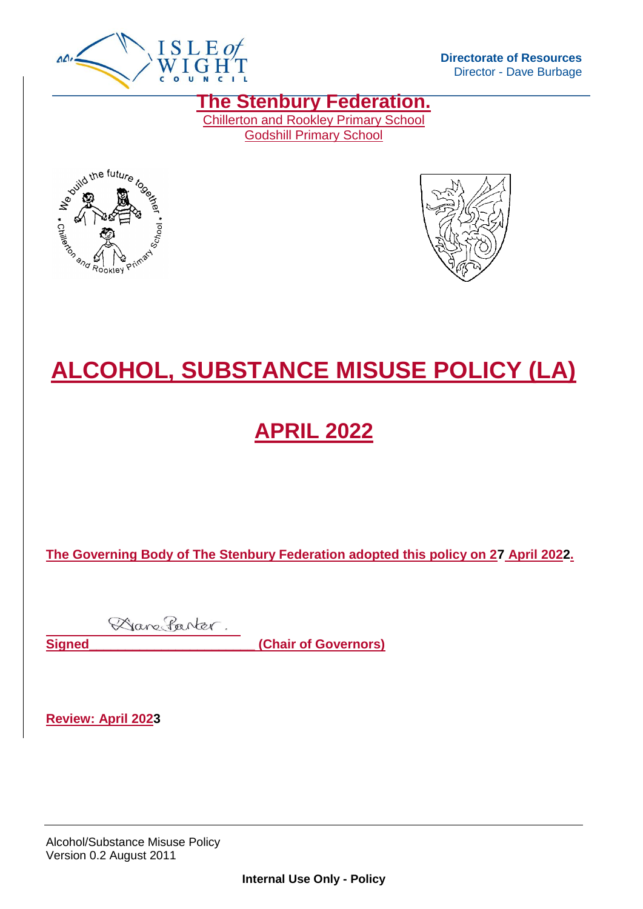Directorate of Resources
Director - Dave Burbage

# The Stenbury Federation.

Chillerton and Rookley Primary School
Godshill Primary School

# ALCOHOL, SUBSTANCE MISUSE POLICY (LA)

## APRIL 2022

**The Governing Body of The Stenbury Federation adopted this policy on 27 April 2022.**

**Signed______________________ (Chair of Governors)**

**Review: April 2023**

Alcohol/Substance Misuse Policy
Version 0.2 August 2011

**Internal Use Only - Policy**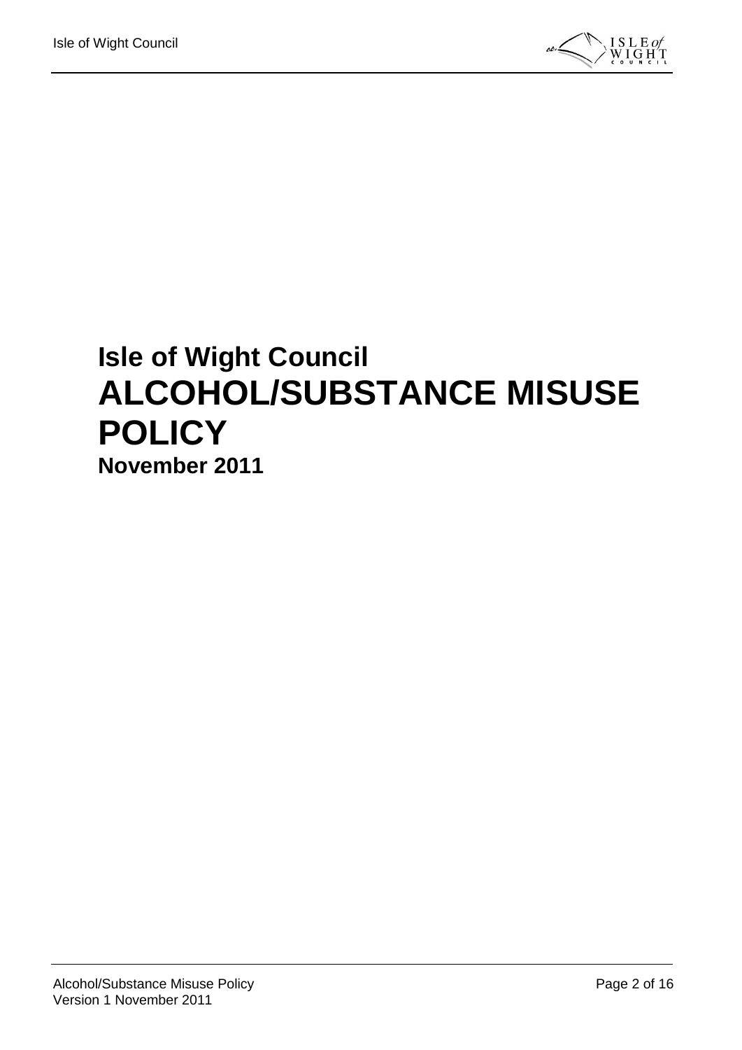# Isle of Wight Council
# ALCOHOL/SUBSTANCE MISUSE POLICY
## November 2011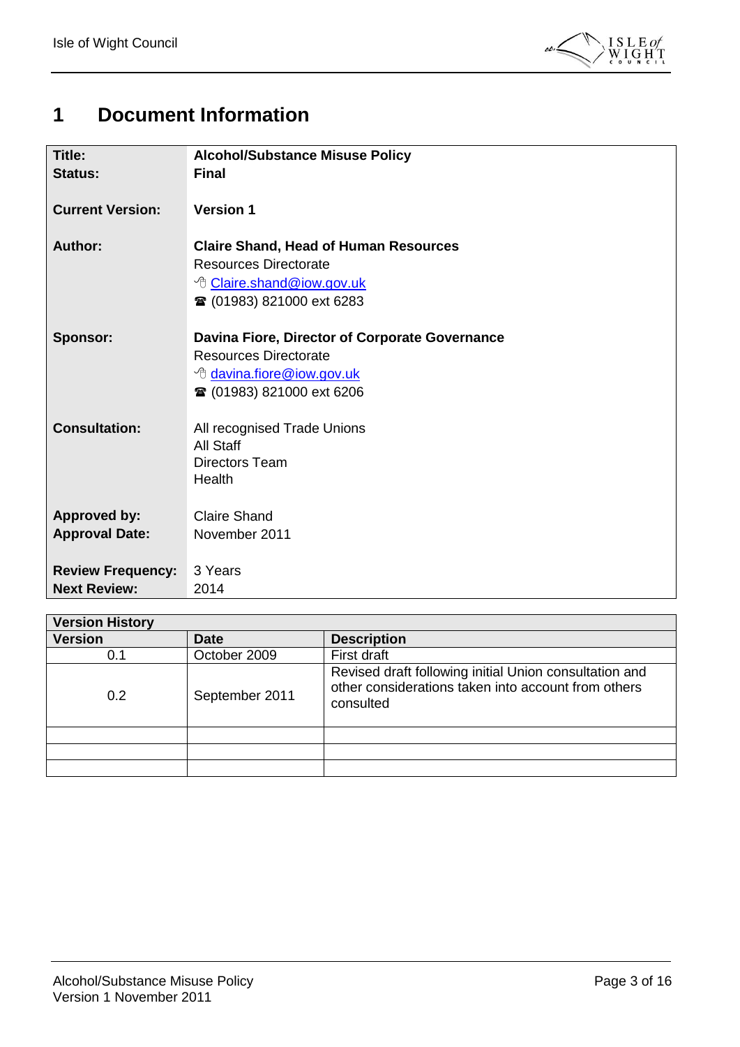# 1 Document Information

| | |
|---|---|
| **Title:** | **Alcohol/Substance Misuse Policy** |
| **Status:** | **Final** |
| **Current Version:** | **Version 1** |
| **Author:** | **Claire Shand, Head of Human Resources**<br>Resources Directorate<br>Claire.shand@iow.gov.uk<br>☎ (01983) 821000 ext 6283 |
| **Sponsor:** | **Davina Fiore, Director of Corporate Governance**<br>Resources Directorate<br>davina.fiore@iow.gov.uk<br>☎ (01983) 821000 ext 6206 |
| **Consultation:** | All recognised Trade Unions<br>All Staff<br>Directors Team<br>Health |
| **Approved by:** | Claire Shand |
| **Approval Date:** | November 2011 |
| **Review Frequency:** | 3 Years |
| **Next Review:** | 2014 |

| **Version History** | | |
|---|---|---|
| **Version** | **Date** | **Description** |
| 0.1 | October 2009 | First draft |
| 0.2 | September 2011 | Revised draft following initial Union consultation and other considerations taken into account from others consulted |
| | | |
| | | |
| | | |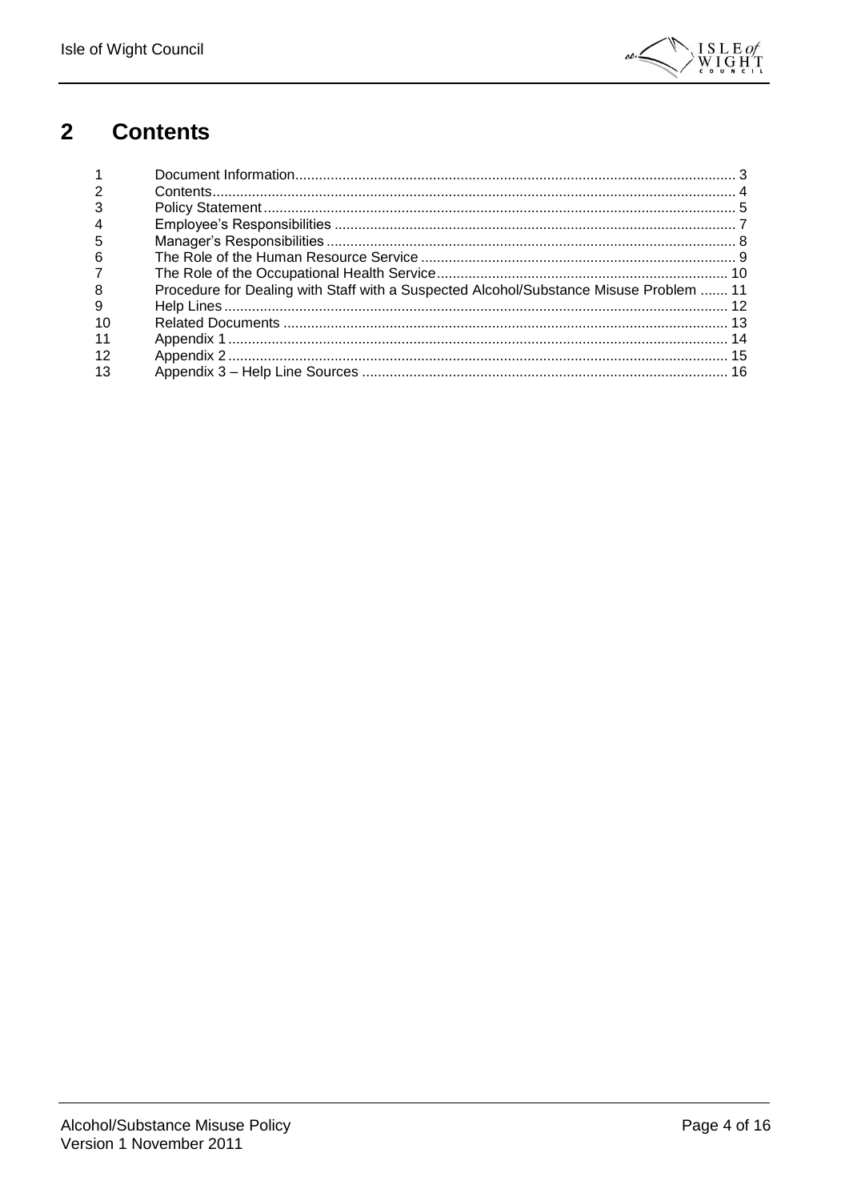# 2 Contents

| | | |
|---|---|---|
| 1 | Document Information | 3 |
| 2 | Contents | 4 |
| 3 | Policy Statement | 5 |
| 4 | Employee's Responsibilities | 7 |
| 5 | Manager's Responsibilities | 8 |
| 6 | The Role of the Human Resource Service | 9 |
| 7 | The Role of the Occupational Health Service | 10 |
| 8 | Procedure for Dealing with Staff with a Suspected Alcohol/Substance Misuse Problem | 11 |
| 9 | Help Lines | 12 |
| 10 | Related Documents | 13 |
| 11 | Appendix 1 | 14 |
| 12 | Appendix 2 | 15 |
| 13 | Appendix 3 – Help Line Sources | 16 |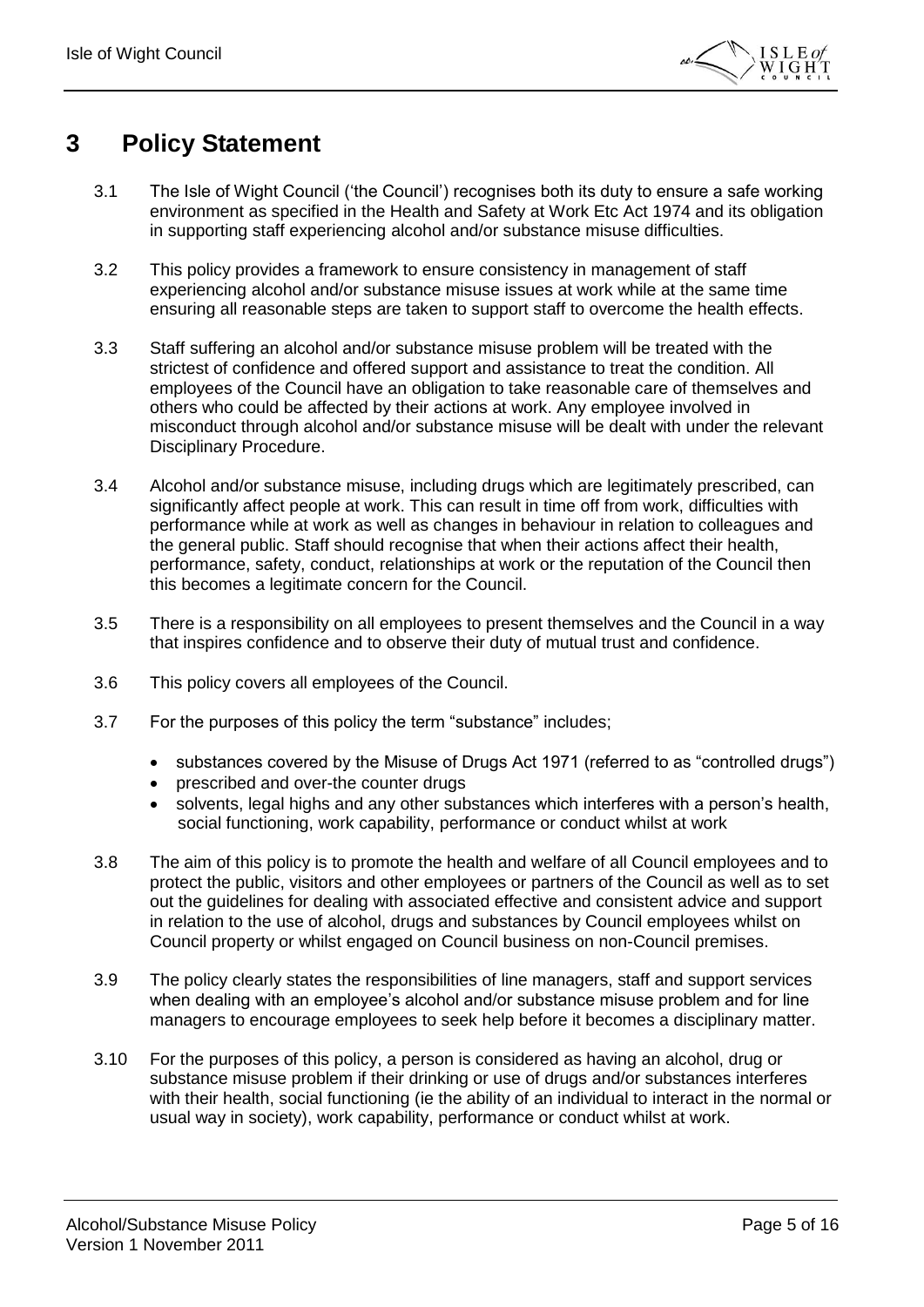# 3 Policy Statement

3.1 The Isle of Wight Council ('the Council') recognises both its duty to ensure a safe working environment as specified in the Health and Safety at Work Etc Act 1974 and its obligation in supporting staff experiencing alcohol and/or substance misuse difficulties.

3.2 This policy provides a framework to ensure consistency in management of staff experiencing alcohol and/or substance misuse issues at work while at the same time ensuring all reasonable steps are taken to support staff to overcome the health effects.

3.3 Staff suffering an alcohol and/or substance misuse problem will be treated with the strictest of confidence and offered support and assistance to treat the condition. All employees of the Council have an obligation to take reasonable care of themselves and others who could be affected by their actions at work. Any employee involved in misconduct through alcohol and/or substance misuse will be dealt with under the relevant Disciplinary Procedure.

3.4 Alcohol and/or substance misuse, including drugs which are legitimately prescribed, can significantly affect people at work. This can result in time off from work, difficulties with performance while at work as well as changes in behaviour in relation to colleagues and the general public. Staff should recognise that when their actions affect their health, performance, safety, conduct, relationships at work or the reputation of the Council then this becomes a legitimate concern for the Council.

3.5 There is a responsibility on all employees to present themselves and the Council in a way that inspires confidence and to observe their duty of mutual trust and confidence.

3.6 This policy covers all employees of the Council.

3.7 For the purposes of this policy the term "substance" includes;

- substances covered by the Misuse of Drugs Act 1971 (referred to as "controlled drugs")
- prescribed and over-the counter drugs
- solvents, legal highs and any other substances which interferes with a person's health, social functioning, work capability, performance or conduct whilst at work

3.8 The aim of this policy is to promote the health and welfare of all Council employees and to protect the public, visitors and other employees or partners of the Council as well as to set out the guidelines for dealing with associated effective and consistent advice and support in relation to the use of alcohol, drugs and substances by Council employees whilst on Council property or whilst engaged on Council business on non-Council premises.

3.9 The policy clearly states the responsibilities of line managers, staff and support services when dealing with an employee's alcohol and/or substance misuse problem and for line managers to encourage employees to seek help before it becomes a disciplinary matter.

3.10 For the purposes of this policy, a person is considered as having an alcohol, drug or substance misuse problem if their drinking or use of drugs and/or substances interferes with their health, social functioning (ie the ability of an individual to interact in the normal or usual way in society), work capability, performance or conduct whilst at work.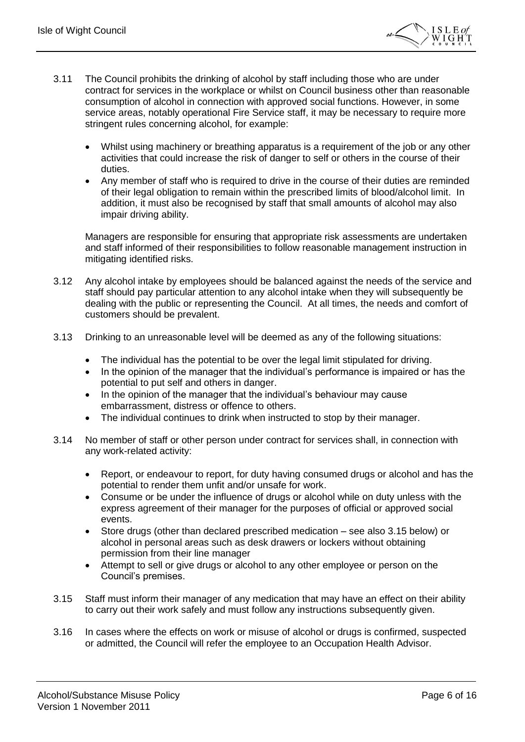3.11 The Council prohibits the drinking of alcohol by staff including those who are under contract for services in the workplace or whilst on Council business other than reasonable consumption of alcohol in connection with approved social functions. However, in some service areas, notably operational Fire Service staff, it may be necessary to require more stringent rules concerning alcohol, for example:

- Whilst using machinery or breathing apparatus is a requirement of the job or any other activities that could increase the risk of danger to self or others in the course of their duties.
- Any member of staff who is required to drive in the course of their duties are reminded of their legal obligation to remain within the prescribed limits of blood/alcohol limit. In addition, it must also be recognised by staff that small amounts of alcohol may also impair driving ability.

Managers are responsible for ensuring that appropriate risk assessments are undertaken and staff informed of their responsibilities to follow reasonable management instruction in mitigating identified risks.

3.12 Any alcohol intake by employees should be balanced against the needs of the service and staff should pay particular attention to any alcohol intake when they will subsequently be dealing with the public or representing the Council. At all times, the needs and comfort of customers should be prevalent.

3.13 Drinking to an unreasonable level will be deemed as any of the following situations:

- The individual has the potential to be over the legal limit stipulated for driving.
- In the opinion of the manager that the individual's performance is impaired or has the potential to put self and others in danger.
- In the opinion of the manager that the individual's behaviour may cause embarrassment, distress or offence to others.
- The individual continues to drink when instructed to stop by their manager.

3.14 No member of staff or other person under contract for services shall, in connection with any work-related activity:

- Report, or endeavour to report, for duty having consumed drugs or alcohol and has the potential to render them unfit and/or unsafe for work.
- Consume or be under the influence of drugs or alcohol while on duty unless with the express agreement of their manager for the purposes of official or approved social events.
- Store drugs (other than declared prescribed medication – see also 3.15 below) or alcohol in personal areas such as desk drawers or lockers without obtaining permission from their line manager
- Attempt to sell or give drugs or alcohol to any other employee or person on the Council's premises.

3.15 Staff must inform their manager of any medication that may have an effect on their ability to carry out their work safely and must follow any instructions subsequently given.

3.16 In cases where the effects on work or misuse of alcohol or drugs is confirmed, suspected or admitted, the Council will refer the employee to an Occupation Health Advisor.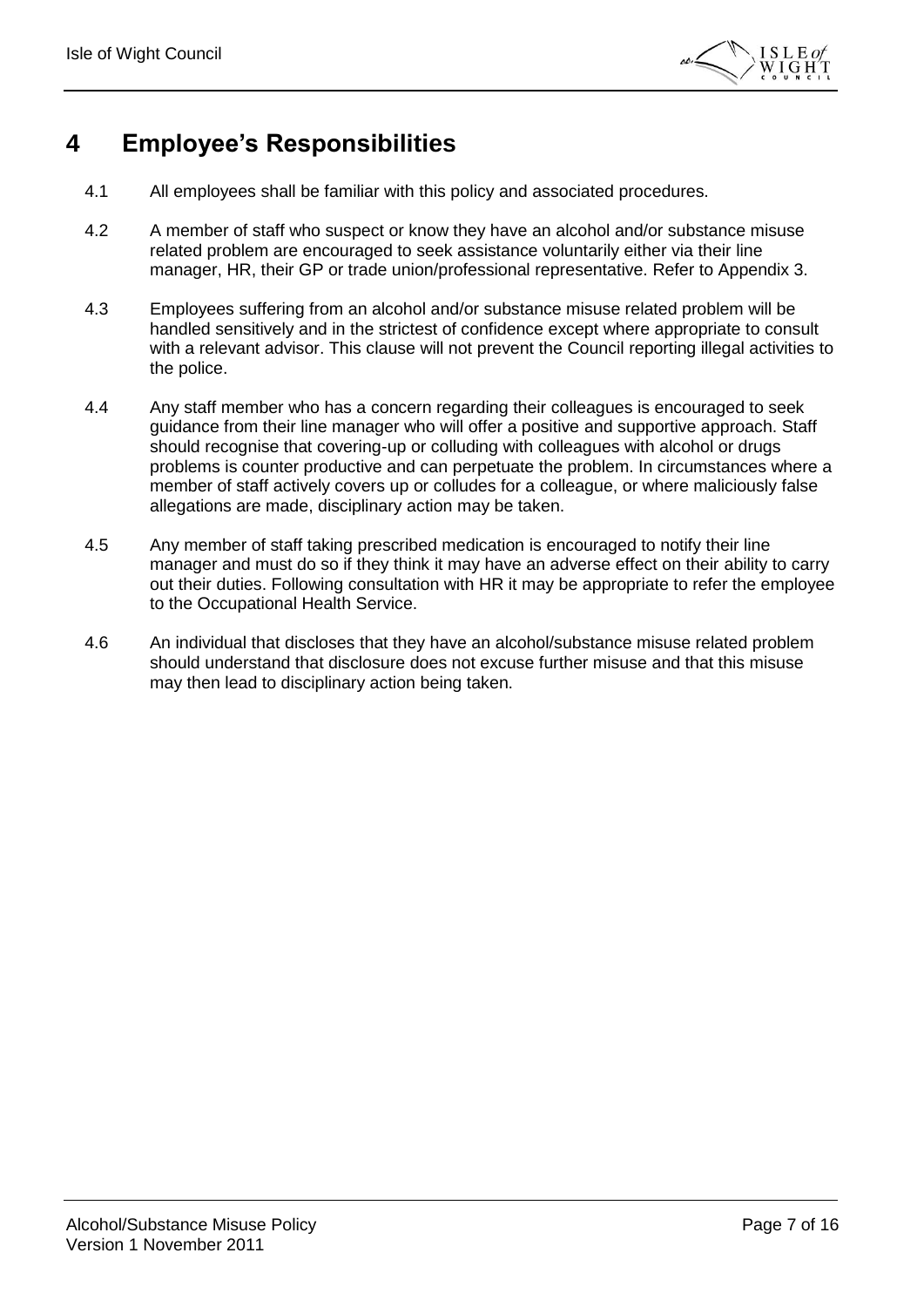# 4 Employee's Responsibilities

4.1 All employees shall be familiar with this policy and associated procedures.

4.2 A member of staff who suspect or know they have an alcohol and/or substance misuse related problem are encouraged to seek assistance voluntarily either via their line manager, HR, their GP or trade union/professional representative. Refer to Appendix 3.

4.3 Employees suffering from an alcohol and/or substance misuse related problem will be handled sensitively and in the strictest of confidence except where appropriate to consult with a relevant advisor. This clause will not prevent the Council reporting illegal activities to the police.

4.4 Any staff member who has a concern regarding their colleagues is encouraged to seek guidance from their line manager who will offer a positive and supportive approach. Staff should recognise that covering-up or colluding with colleagues with alcohol or drugs problems is counter productive and can perpetuate the problem. In circumstances where a member of staff actively covers up or colludes for a colleague, or where maliciously false allegations are made, disciplinary action may be taken.

4.5 Any member of staff taking prescribed medication is encouraged to notify their line manager and must do so if they think it may have an adverse effect on their ability to carry out their duties. Following consultation with HR it may be appropriate to refer the employee to the Occupational Health Service.

4.6 An individual that discloses that they have an alcohol/substance misuse related problem should understand that disclosure does not excuse further misuse and that this misuse may then lead to disciplinary action being taken.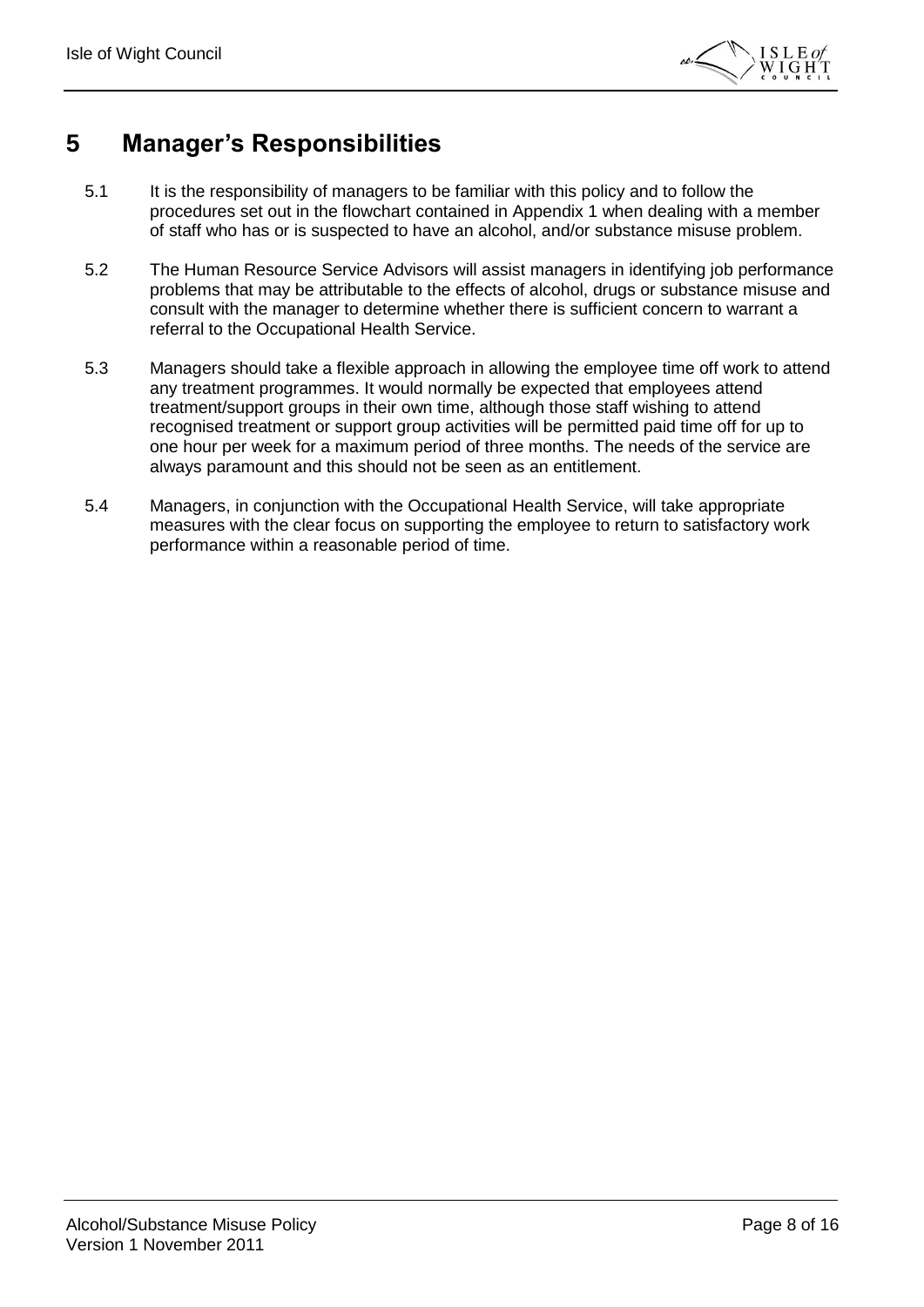# 5 Manager's Responsibilities

5.1 It is the responsibility of managers to be familiar with this policy and to follow the procedures set out in the flowchart contained in Appendix 1 when dealing with a member of staff who has or is suspected to have an alcohol, and/or substance misuse problem.

5.2 The Human Resource Service Advisors will assist managers in identifying job performance problems that may be attributable to the effects of alcohol, drugs or substance misuse and consult with the manager to determine whether there is sufficient concern to warrant a referral to the Occupational Health Service.

5.3 Managers should take a flexible approach in allowing the employee time off work to attend any treatment programmes. It would normally be expected that employees attend treatment/support groups in their own time, although those staff wishing to attend recognised treatment or support group activities will be permitted paid time off for up to one hour per week for a maximum period of three months. The needs of the service are always paramount and this should not be seen as an entitlement.

5.4 Managers, in conjunction with the Occupational Health Service, will take appropriate measures with the clear focus on supporting the employee to return to satisfactory work performance within a reasonable period of time.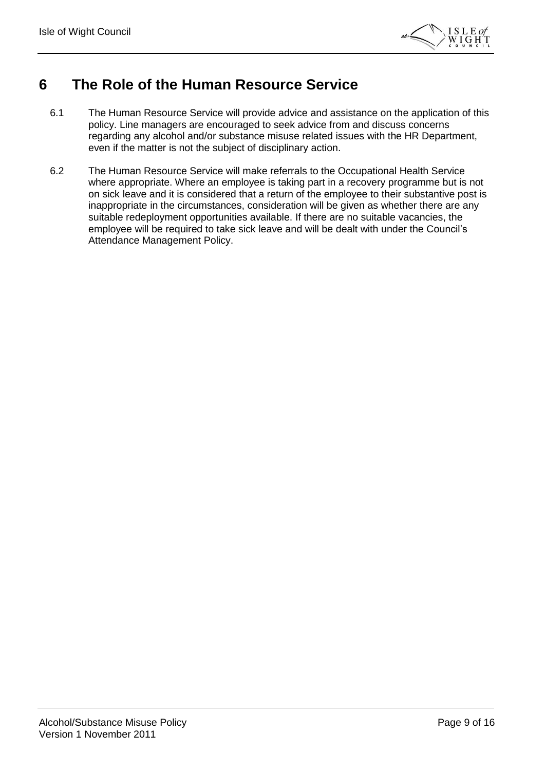# 6 The Role of the Human Resource Service

6.1 The Human Resource Service will provide advice and assistance on the application of this policy. Line managers are encouraged to seek advice from and discuss concerns regarding any alcohol and/or substance misuse related issues with the HR Department, even if the matter is not the subject of disciplinary action.

6.2 The Human Resource Service will make referrals to the Occupational Health Service where appropriate. Where an employee is taking part in a recovery programme but is not on sick leave and it is considered that a return of the employee to their substantive post is inappropriate in the circumstances, consideration will be given as whether there are any suitable redeployment opportunities available. If there are no suitable vacancies, the employee will be required to take sick leave and will be dealt with under the Council's Attendance Management Policy.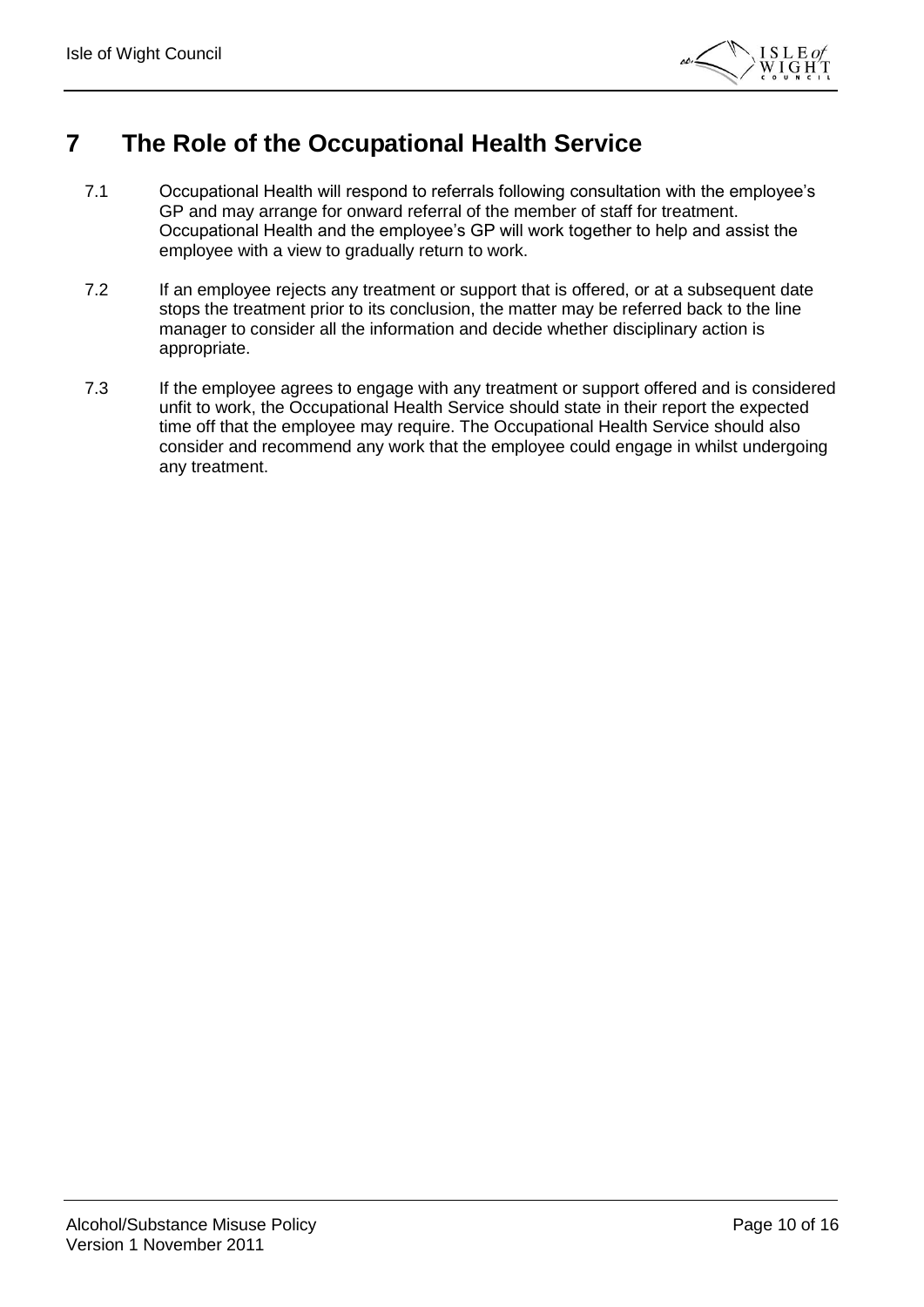# 7 The Role of the Occupational Health Service

7.1 Occupational Health will respond to referrals following consultation with the employee's GP and may arrange for onward referral of the member of staff for treatment. Occupational Health and the employee's GP will work together to help and assist the employee with a view to gradually return to work.

7.2 If an employee rejects any treatment or support that is offered, or at a subsequent date stops the treatment prior to its conclusion, the matter may be referred back to the line manager to consider all the information and decide whether disciplinary action is appropriate.

7.3 If the employee agrees to engage with any treatment or support offered and is considered unfit to work, the Occupational Health Service should state in their report the expected time off that the employee may require. The Occupational Health Service should also consider and recommend any work that the employee could engage in whilst undergoing any treatment.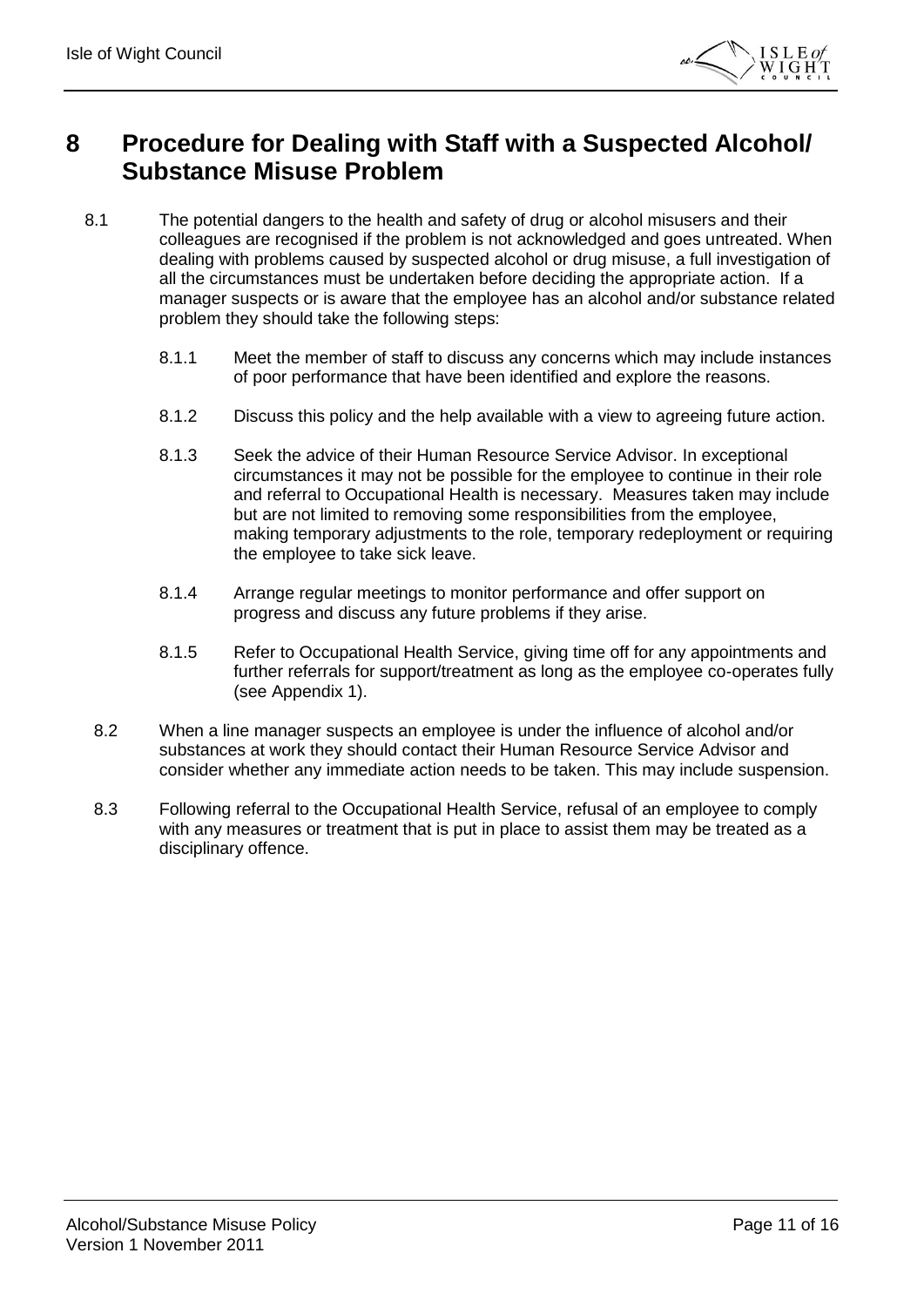# 8 Procedure for Dealing with Staff with a Suspected Alcohol/ Substance Misuse Problem

8.1 The potential dangers to the health and safety of drug or alcohol misusers and their colleagues are recognised if the problem is not acknowledged and goes untreated. When dealing with problems caused by suspected alcohol or drug misuse, a full investigation of all the circumstances must be undertaken before deciding the appropriate action. If a manager suspects or is aware that the employee has an alcohol and/or substance related problem they should take the following steps:

8.1.1 Meet the member of staff to discuss any concerns which may include instances of poor performance that have been identified and explore the reasons.

8.1.2 Discuss this policy and the help available with a view to agreeing future action.

8.1.3 Seek the advice of their Human Resource Service Advisor. In exceptional circumstances it may not be possible for the employee to continue in their role and referral to Occupational Health is necessary. Measures taken may include but are not limited to removing some responsibilities from the employee, making temporary adjustments to the role, temporary redeployment or requiring the employee to take sick leave.

8.1.4 Arrange regular meetings to monitor performance and offer support on progress and discuss any future problems if they arise.

8.1.5 Refer to Occupational Health Service, giving time off for any appointments and further referrals for support/treatment as long as the employee co-operates fully (see Appendix 1).

8.2 When a line manager suspects an employee is under the influence of alcohol and/or substances at work they should contact their Human Resource Service Advisor and consider whether any immediate action needs to be taken. This may include suspension.

8.3 Following referral to the Occupational Health Service, refusal of an employee to comply with any measures or treatment that is put in place to assist them may be treated as a disciplinary offence.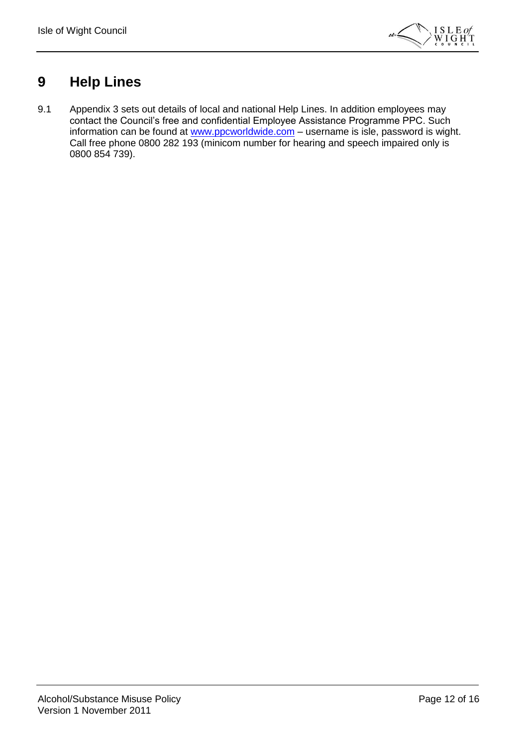# 9 Help Lines

9.1 Appendix 3 sets out details of local and national Help Lines. In addition employees may contact the Council's free and confidential Employee Assistance Programme PPC. Such information can be found at www.ppcworldwide.com – username is isle, password is wight. Call free phone 0800 282 193 (minicom number for hearing and speech impaired only is 0800 854 739).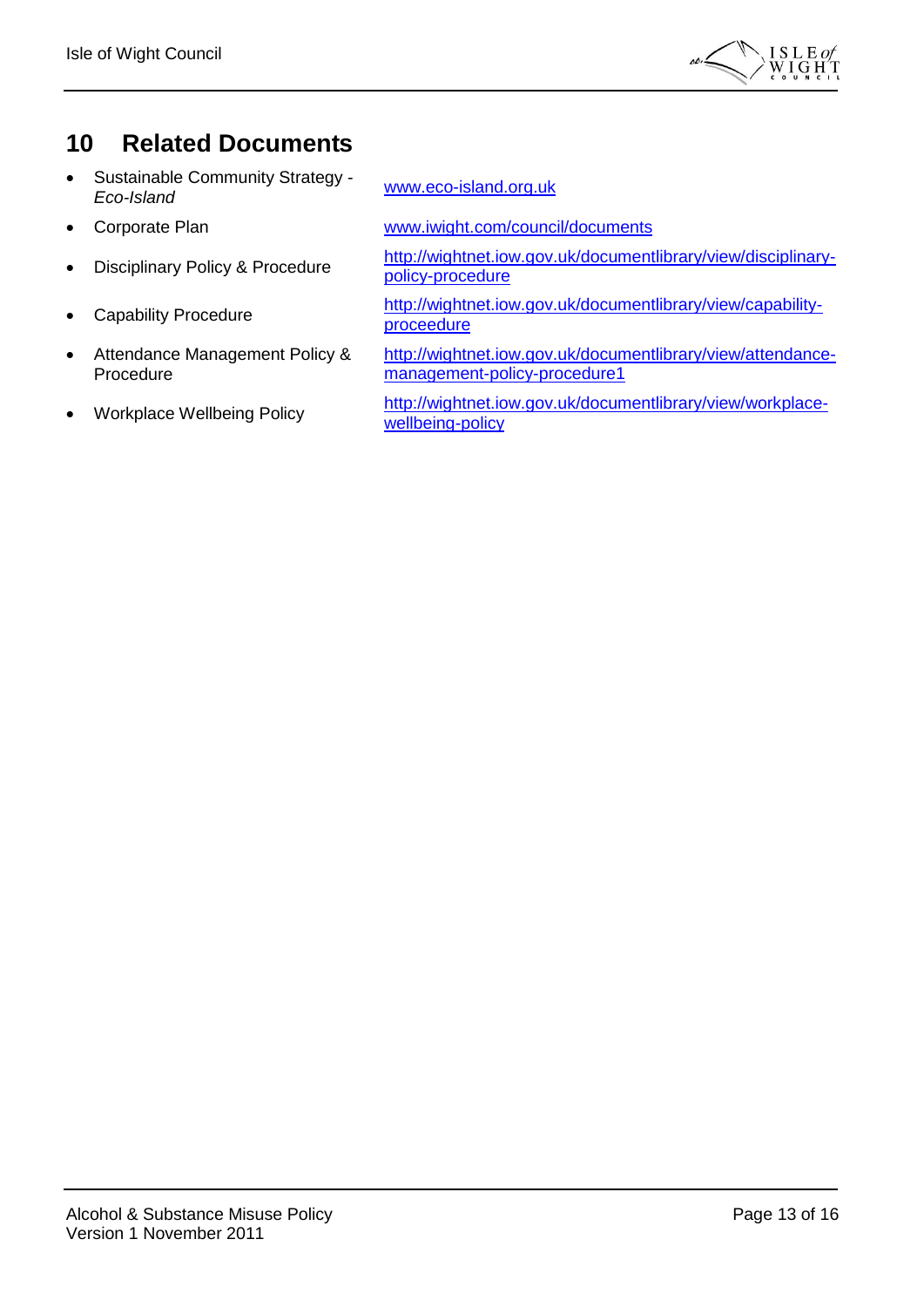## 10 Related Documents

- Sustainable Community Strategy - *Eco-Island* — www.eco-island.org.uk
- Corporate Plan — www.iwight.com/council/documents
- Disciplinary Policy & Procedure — http://wightnet.iow.gov.uk/documentlibrary/view/disciplinary-policy-procedure
- Capability Procedure — http://wightnet.iow.gov.uk/documentlibrary/view/capability-proceedure
- Attendance Management Policy & Procedure — http://wightnet.iow.gov.uk/documentlibrary/view/attendance-management-policy-procedure1
- Workplace Wellbeing Policy — http://wightnet.iow.gov.uk/documentlibrary/view/workplace-wellbeing-policy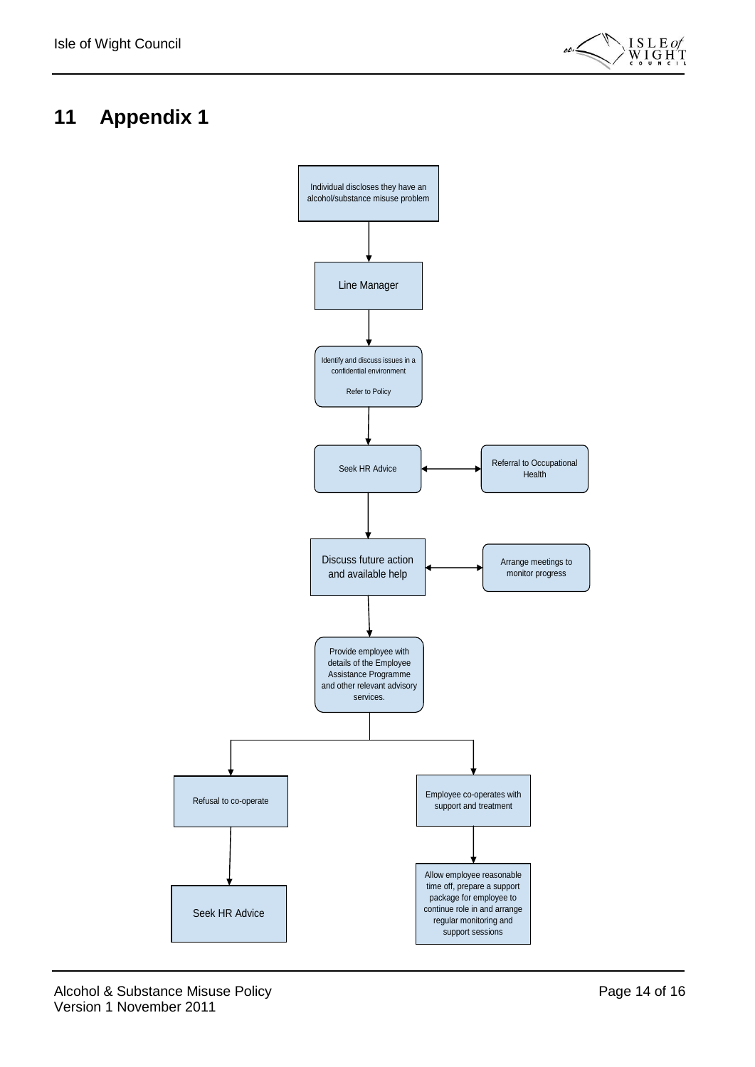# 11 Appendix 1

Individual discloses they have an alcohol/substance misuse problem

↓

Line Manager

↓

Identify and discuss issues in a confidential environment

Refer to Policy

↓

Seek HR Advice ↔ Referral to Occupational Health

↓

Discuss future action and available help ↔ Arrange meetings to monitor progress

↓

Provide employee with details of the Employee Assistance Programme and other relevant advisory services.

↓

- Refusal to co-operate
  - ↓ Seek HR Advice
- Employee co-operates with support and treatment
  - ↓ Allow employee reasonable time off, prepare a support package for employee to continue role in and arrange regular monitoring and support sessions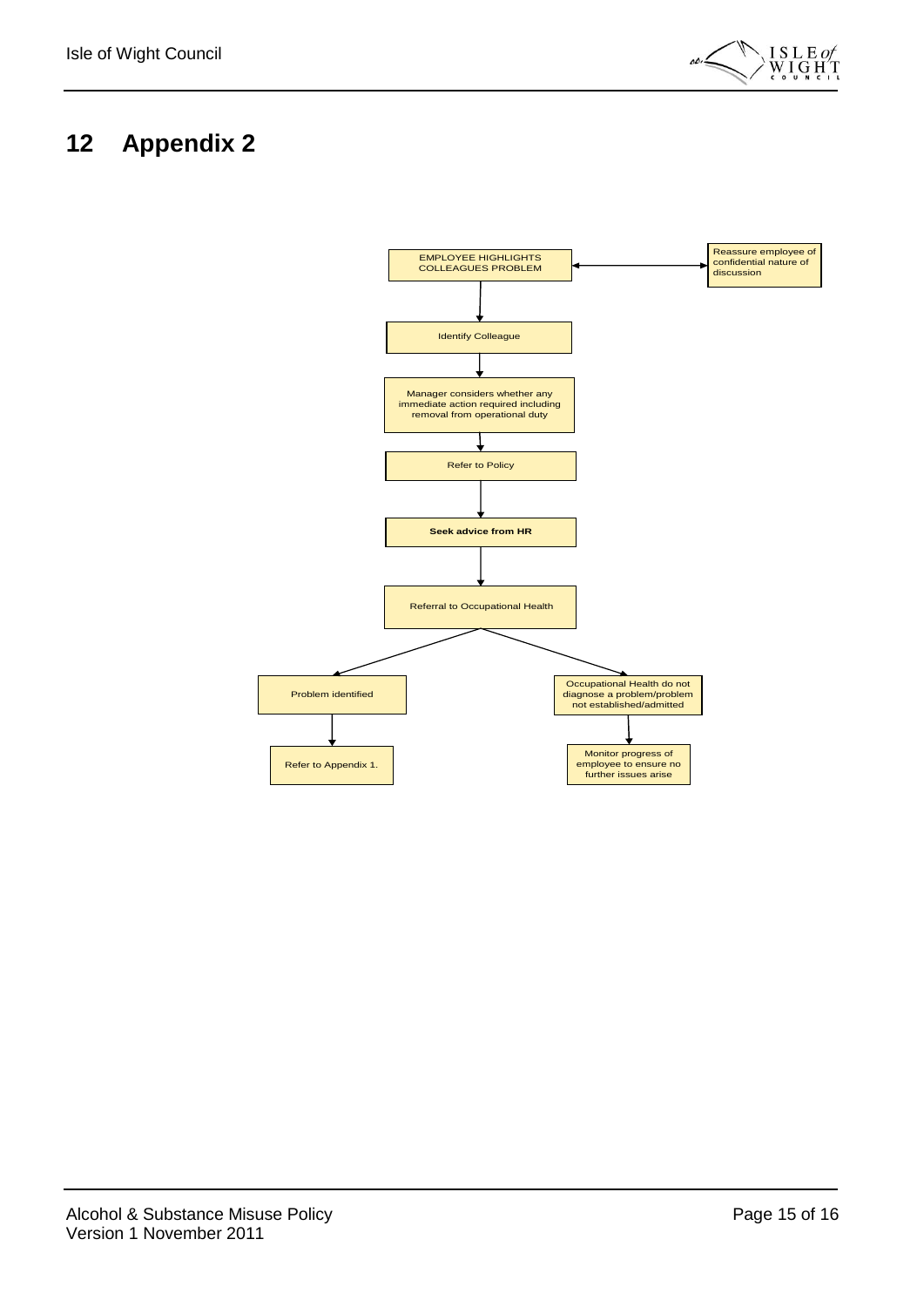# 12 Appendix 2

EMPLOYEE HIGHLIGHTS COLLEAGUES PROBLEM ↔ Reassure employee of confidential nature of discussion

↓

Identify Colleague

↓

Manager considers whether any immediate action required including removal from operational duty

↓

Refer to Policy

↓

**Seek advice from HR**

↓

Referral to Occupational Health

↓

- Problem identified
  - ↓ Refer to Appendix 1.
- Occupational Health do not diagnose a problem/problem not established/admitted
  - ↓ Monitor progress of employee to ensure no further issues arise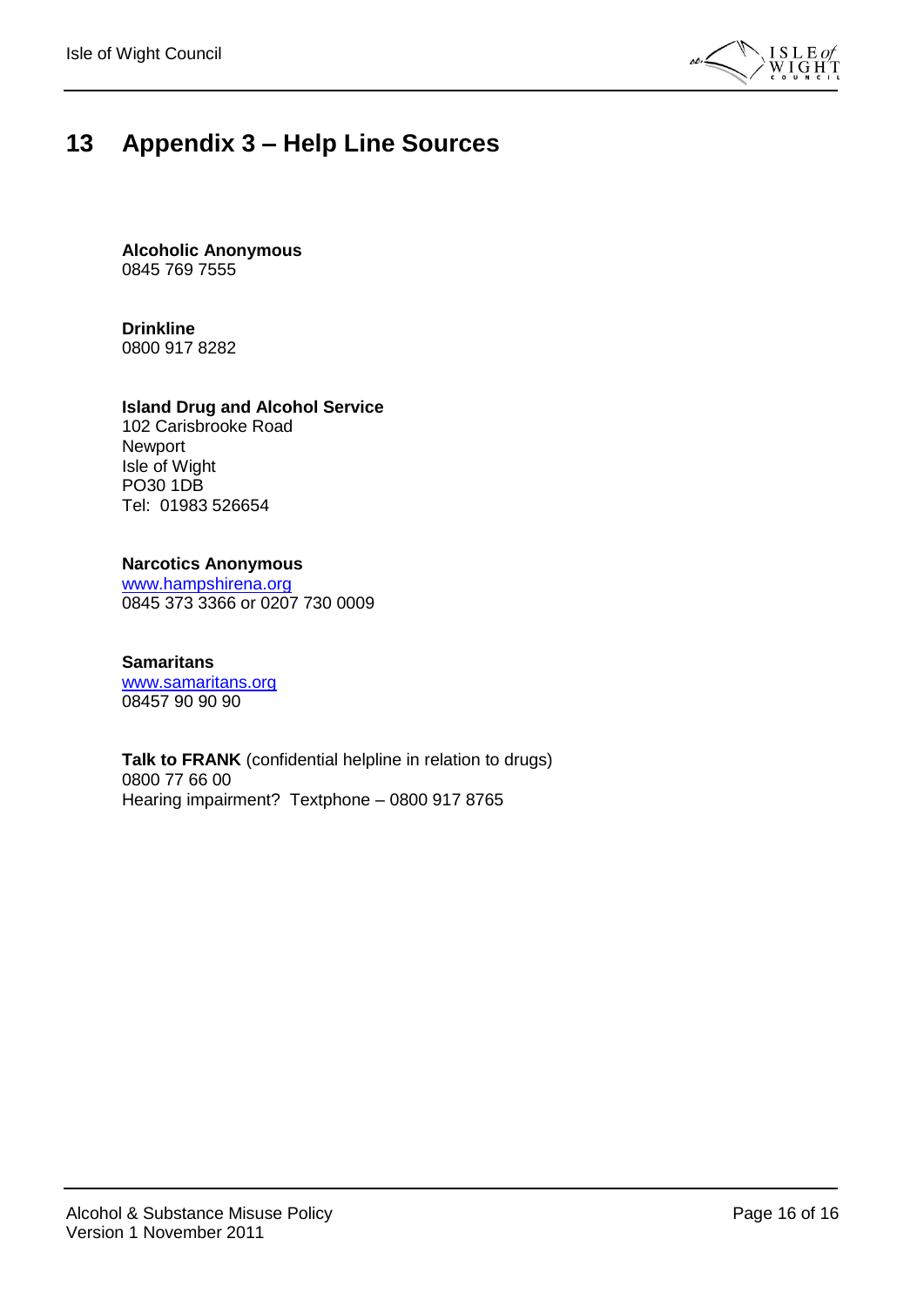# 13 Appendix 3 – Help Line Sources

**Alcoholic Anonymous**
0845 769 7555

**Drinkline**
0800 917 8282

**Island Drug and Alcohol Service**
102 Carisbrooke Road
Newport
Isle of Wight
PO30 1DB
Tel: 01983 526654

**Narcotics Anonymous**
www.hampshirena.org
0845 373 3366 or 0207 730 0009

**Samaritans**
www.samaritans.org
08457 90 90 90

**Talk to FRANK** (confidential helpline in relation to drugs)
0800 77 66 00
Hearing impairment? Textphone – 0800 917 8765